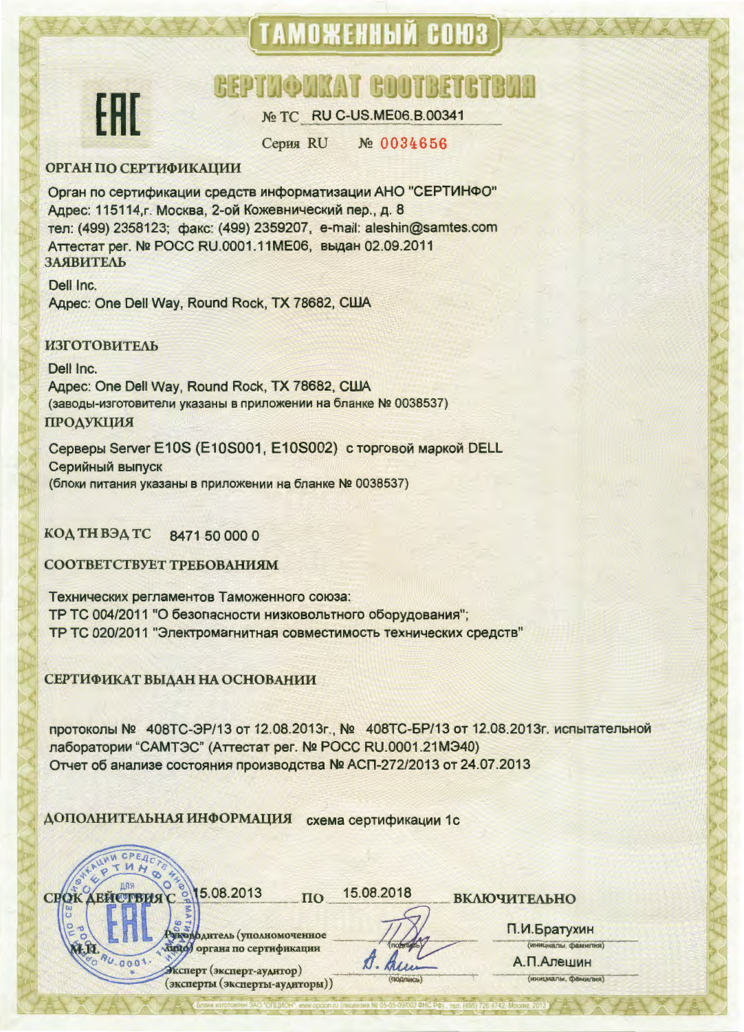# ТАМОЖЕННЫЙ СОЮЗ

EAC

## СЕРТИФИКАТ СООТВЕТСТВИЯ

№ ТС RU C-US.ME06.B.00341

Серия RU № 0034656

**ОРГАН ПО СЕРТИФИКАЦИИ**

Орган по сертификации средств информатизации АНО "СЕРТИНФО"
Адрес: 115114,г. Москва, 2-ой Кожевнический пер., д. 8
тел: (499) 2358123; факс: (499) 2359207, e-mail: aleshin@samtes.com
Аттестат рег. № РОСС RU.0001.11МЕ06, выдан 02.09.2011

**ЗАЯВИТЕЛЬ**

Dell Inc.
Адрес: One Dell Way, Round Rock, TX 78682, США

**ИЗГОТОВИТЕЛЬ**

Dell Inc.
Адрес: One Dell Way, Round Rock, TX 78682, США
(заводы-изготовители указаны в приложении на бланке № 0038537)

**ПРОДУКЦИЯ**

Серверы Server E10S (E10S001, E10S002) с торговой маркой DELL
Серийный выпуск
(блоки питания указаны в приложении на бланке № 0038537)

**КОД ТН ВЭД ТС** 8471 50 000 0

**СООТВЕТСТВУЕТ ТРЕБОВАНИЯМ**

Технических регламентов Таможенного союза:
ТР ТС 004/2011 "О безопасности низковольтного оборудования";
ТР ТС 020/2011 "Электромагнитная совместимость технических средств"

**СЕРТИФИКАТ ВЫДАН НА ОСНОВАНИИ**

протоколы № 408ТС-ЭР/13 от 12.08.2013г., № 408ТС-БР/13 от 12.08.2013г. испытательной лаборатории "САМТЭС" (Аттестат рег. № РОСС RU.0001.21МЭ40)
Отчет об анализе состояния производства № АСП-272/2013 от 24.07.2013

**ДОПОЛНИТЕЛЬНАЯ ИНФОРМАЦИЯ** схема сертификации 1с

**СРОК ДЕЙСТВИЯ С** 15.08.2013 **ПО** 15.08.2018 **ВКЛЮЧИТЕЛЬНО**

М.П.

Руководитель (уполномоченное лицо) органа по сертификации — (подпись) — П.И.Братухин (инициалы, фамилия)

Эксперт (эксперт-аудитор) (эксперты (эксперты-аудиторы)) — (подпись) — А.П.Алешин (инициалы, фамилия)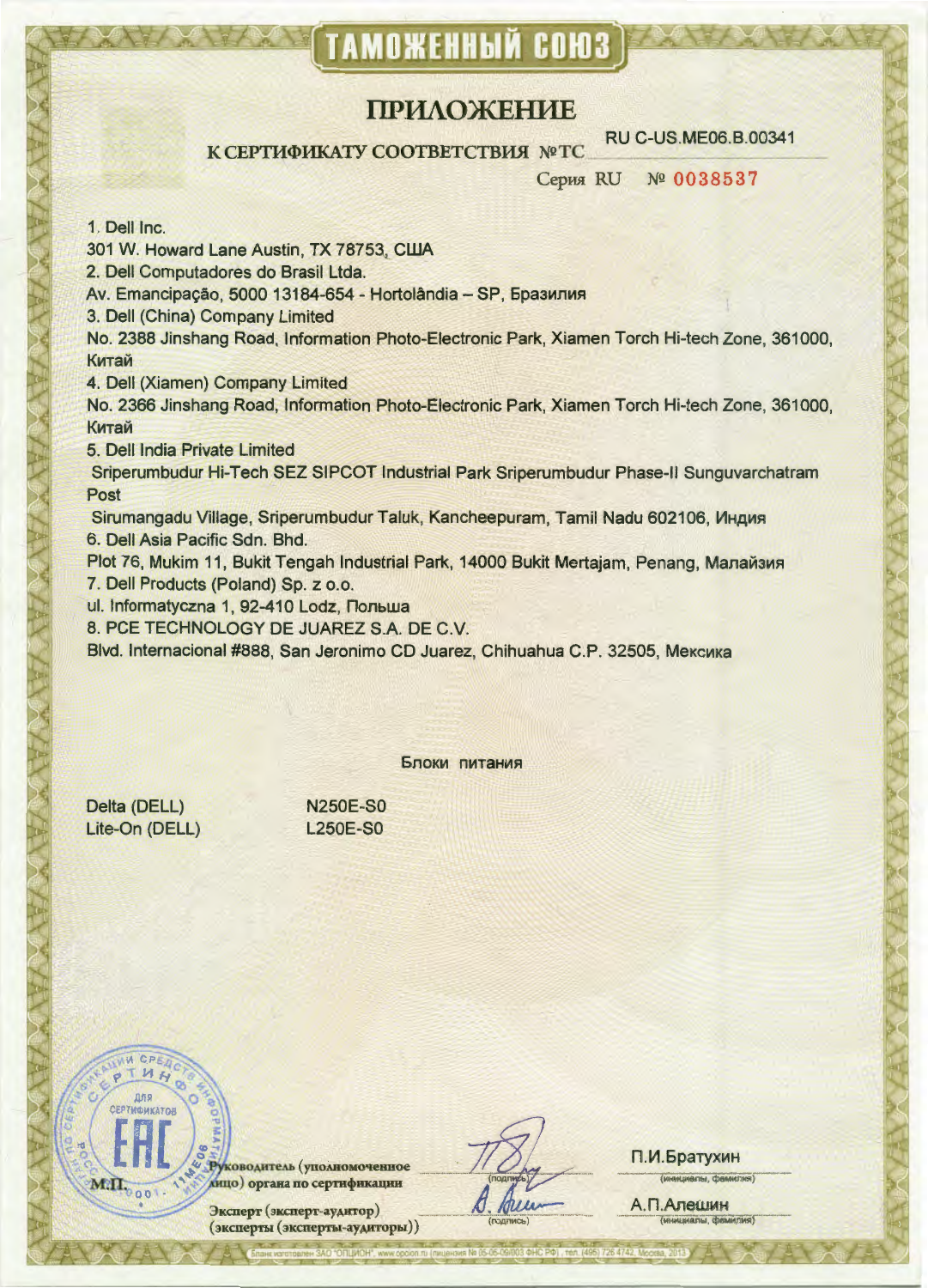ТАМОЖЕННЫЙ СОЮЗ

# ПРИЛОЖЕНИЕ

К СЕРТИФИКАТУ СООТВЕТСТВИЯ №ТС RU C-US.ME06.B.00341

Серия RU № 0038537

1. Dell Inc.
301 W. Howard Lane Austin, TX 78753, США
2. Dell Computadores do Brasil Ltda.
Av. Emancipação, 5000 13184-654 - Hortolândia – SP, Бразилия
3. Dell (China) Company Limited
No. 2388 Jinshang Road, Information Photo-Electronic Park, Xiamen Torch Hi-tech Zone, 361000, Китай
4. Dell (Xiamen) Company Limited
No. 2366 Jinshang Road, Information Photo-Electronic Park, Xiamen Torch Hi-tech Zone, 361000, Китай
5. Dell India Private Limited
Sriperumbudur Hi-Tech SEZ SIPCOT Industrial Park Sriperumbudur Phase-II Sunguvarchatram Post
Sirumangadu Village, Sriperumbudur Taluk, Kancheepuram, Tamil Nadu 602106, Индия
6. Dell Asia Pacific Sdn. Bhd.
Plot 76, Mukim 11, Bukit Tengah Industrial Park, 14000 Bukit Mertajam, Penang, Малайзия
7. Dell Products (Poland) Sp. z o.o.
ul. Informatyczna 1, 92-410 Lodz, Польша
8. PCE TECHNOLOGY DE JUAREZ S.A. DE C.V.
Blvd. Internacional #888, San Jeronimo CD Juarez, Chihuahua C.P. 32505, Мексика

Блоки питания

| | |
|---|---|
| Delta (DELL) | N250E-S0 |
| Lite-On (DELL) | L250E-S0 |

М.П.

Руководитель (уполномоченное лицо) органа по сертификации (подпись) П.И.Братухин (инициалы, фамилия)

Эксперт (эксперт-аудитор) (эксперты (эксперты-аудиторы)) (подпись) А.П.Алешин (инициалы, фамилия)